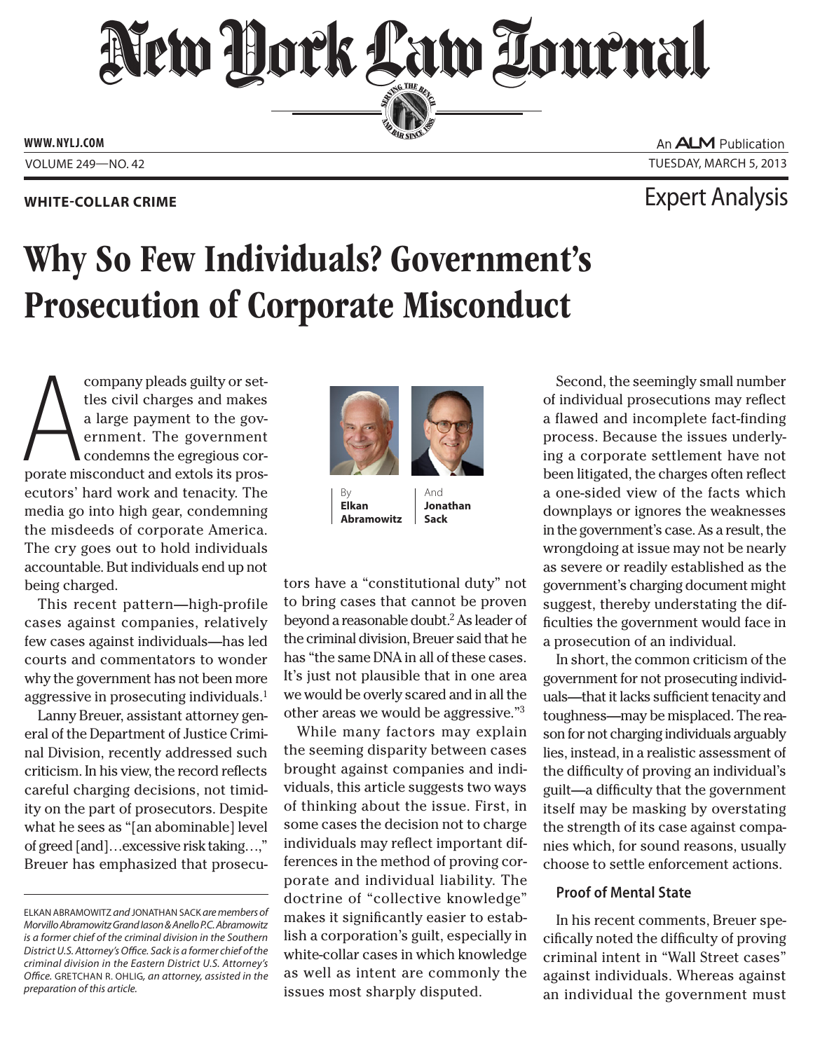**WHITE-COLLAR CRIME**

Expert Analysis

# Why So Few Individuals? Government's Prosecution of Corporate Misconduct

By **Elkan Abramowitz** And **Jonathan Sack**

A company pleads guilty or settles civil charges and makes a large payment to the government. The government condemns the egregious corporate misconduct and extols its prosecutors' hard work and tenacity. The media go into high gear, condemning the misdeeds of corporate America. The cry goes out to hold individuals accountable. But individuals end up not being charged.

This recent pattern—high-profile cases against companies, relatively few cases against individuals—has led courts and commentators to wonder why the government has not been more aggressive in prosecuting individuals.[1]

Lanny Breuer, assistant attorney general of the Department of Justice Criminal Division, recently addressed such criticism. In his view, the record reflects careful charging decisions, not timidity on the part of prosecutors. Despite what he sees as "[an abominable] level of greed [and]…excessive risk taking…," Breuer has emphasized that prosecutors have a "constitutional duty" not to bring cases that cannot be proven beyond a reasonable doubt.[2] As leader of the criminal division, Breuer said that he has "the same DNA in all of these cases. It's just not plausible that in one area we would be overly scared and in all the other areas we would be aggressive."[3]

While many factors may explain the seeming disparity between cases brought against companies and individuals, this article suggests two ways of thinking about the issue. First, in some cases the decision not to charge individuals may reflect important differences in the method of proving corporate and individual liability. The doctrine of "collective knowledge" makes it significantly easier to establish a corporation's guilt, especially in white-collar cases in which knowledge as well as intent are commonly the issues most sharply disputed.

Second, the seemingly small number of individual prosecutions may reflect a flawed and incomplete fact-finding process. Because the issues underlying a corporate settlement have not been litigated, the charges often reflect a one-sided view of the facts which downplays or ignores the weaknesses in the government's case. As a result, the wrongdoing at issue may not be nearly as severe or readily established as the government's charging document might suggest, thereby understating the difficulties the government would face in a prosecution of an individual.

In short, the common criticism of the government for not prosecuting individuals—that it lacks sufficient tenacity and toughness—may be misplaced. The reason for not charging individuals arguably lies, instead, in a realistic assessment of the difficulty of proving an individual's guilt—a difficulty that the government itself may be masking by overstating the strength of its case against companies which, for sound reasons, usually choose to settle enforcement actions.

## Proof of Mental State

In his recent comments, Breuer specifically noted the difficulty of proving criminal intent in "Wall Street cases" against individuals. Whereas against an individual the government must

---

ELKAN ABRAMOWITZ *and* JONATHAN SACK *are members of Morvillo Abramowitz Grand Iason & Anello P.C. Abramowitz is a former chief of the criminal division in the Southern District U.S. Attorney's Office. Sack is a former chief of the criminal division in the Eastern District U.S. Attorney's Office.* GRETCHAN R. OHLIG, *an attorney, assisted in the preparation of this article.*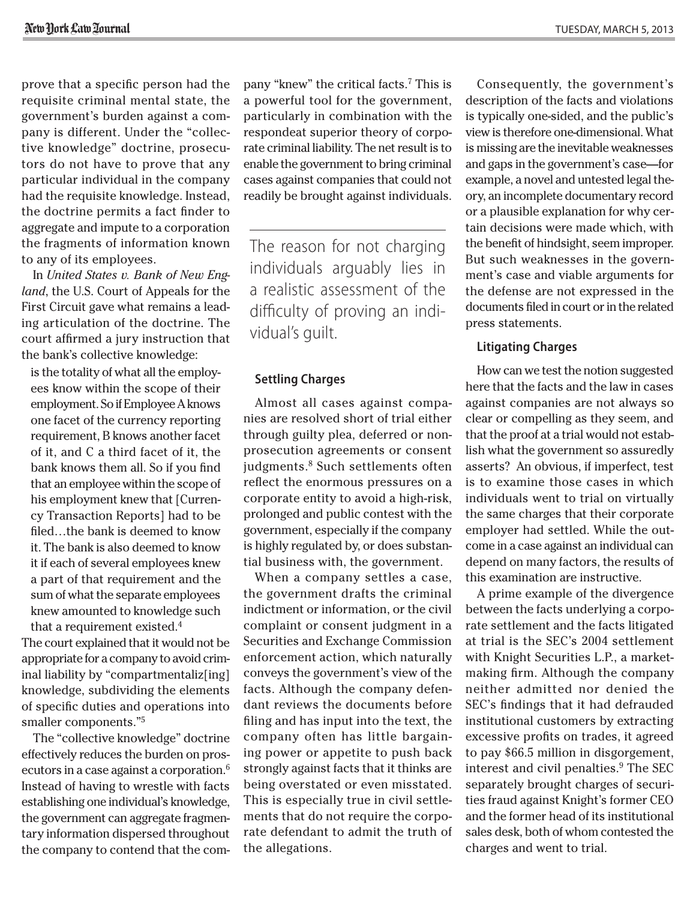prove that a specific person had the requisite criminal mental state, the government's burden against a company is different. Under the "collective knowledge" doctrine, prosecutors do not have to prove that any particular individual in the company had the requisite knowledge. Instead, the doctrine permits a fact finder to aggregate and impute to a corporation the fragments of information known to any of its employees.

In *United States v. Bank of New England*, the U.S. Court of Appeals for the First Circuit gave what remains a leading articulation of the doctrine. The court affirmed a jury instruction that the bank's collective knowledge:

> is the totality of what all the employees know within the scope of their employment. So if Employee A knows one facet of the currency reporting requirement, B knows another facet of it, and C a third facet of it, the bank knows them all. So if you find that an employee within the scope of his employment knew that [Currency Transaction Reports] had to be filed…the bank is deemed to know it. The bank is also deemed to know it if each of several employees knew a part of that requirement and the sum of what the separate employees knew amounted to knowledge such that a requirement existed.[4]

The court explained that it would not be appropriate for a company to avoid criminal liability by "compartmentaliz[ing] knowledge, subdividing the elements of specific duties and operations into smaller components."[5]

The "collective knowledge" doctrine effectively reduces the burden on prosecutors in a case against a corporation.[6] Instead of having to wrestle with facts establishing one individual's knowledge, the government can aggregate fragmentary information dispersed throughout the company to contend that the company "knew" the critical facts.[7] This is a powerful tool for the government, particularly in combination with the respondeat superior theory of corporate criminal liability. The net result is to enable the government to bring criminal cases against companies that could not readily be brought against individuals.

> The reason for not charging individuals arguably lies in a realistic assessment of the difficulty of proving an individual's guilt.

### Settling Charges

Almost all cases against companies are resolved short of trial either through guilty plea, deferred or non-prosecution agreements or consent judgments.[8] Such settlements often reflect the enormous pressures on a corporate entity to avoid a high-risk, prolonged and public contest with the government, especially if the company is highly regulated by, or does substantial business with, the government.

When a company settles a case, the government drafts the criminal indictment or information, or the civil complaint or consent judgment in a Securities and Exchange Commission enforcement action, which naturally conveys the government's view of the facts. Although the company defendant reviews the documents before filing and has input into the text, the company often has little bargaining power or appetite to push back strongly against facts that it thinks are being overstated or even misstated. This is especially true in civil settlements that do not require the corporate defendant to admit the truth of the allegations.

Consequently, the government's description of the facts and violations is typically one-sided, and the public's view is therefore one-dimensional. What is missing are the inevitable weaknesses and gaps in the government's case—for example, a novel and untested legal theory, an incomplete documentary record or a plausible explanation for why certain decisions were made which, with the benefit of hindsight, seem improper. But such weaknesses in the government's case and viable arguments for the defense are not expressed in the documents filed in court or in the related press statements.

### Litigating Charges

How can we test the notion suggested here that the facts and the law in cases against companies are not always so clear or compelling as they seem, and that the proof at a trial would not establish what the government so assuredly asserts? An obvious, if imperfect, test is to examine those cases in which individuals went to trial on virtually the same charges that their corporate employer had settled. While the outcome in a case against an individual can depend on many factors, the results of this examination are instructive.

A prime example of the divergence between the facts underlying a corporate settlement and the facts litigated at trial is the SEC's 2004 settlement with Knight Securities L.P., a market-making firm. Although the company neither admitted nor denied the SEC's findings that it had defrauded institutional customers by extracting excessive profits on trades, it agreed to pay $66.5 million in disgorgement, interest and civil penalties.[9] The SEC separately brought charges of securities fraud against Knight's former CEO and the former head of its institutional sales desk, both of whom contested the charges and went to trial.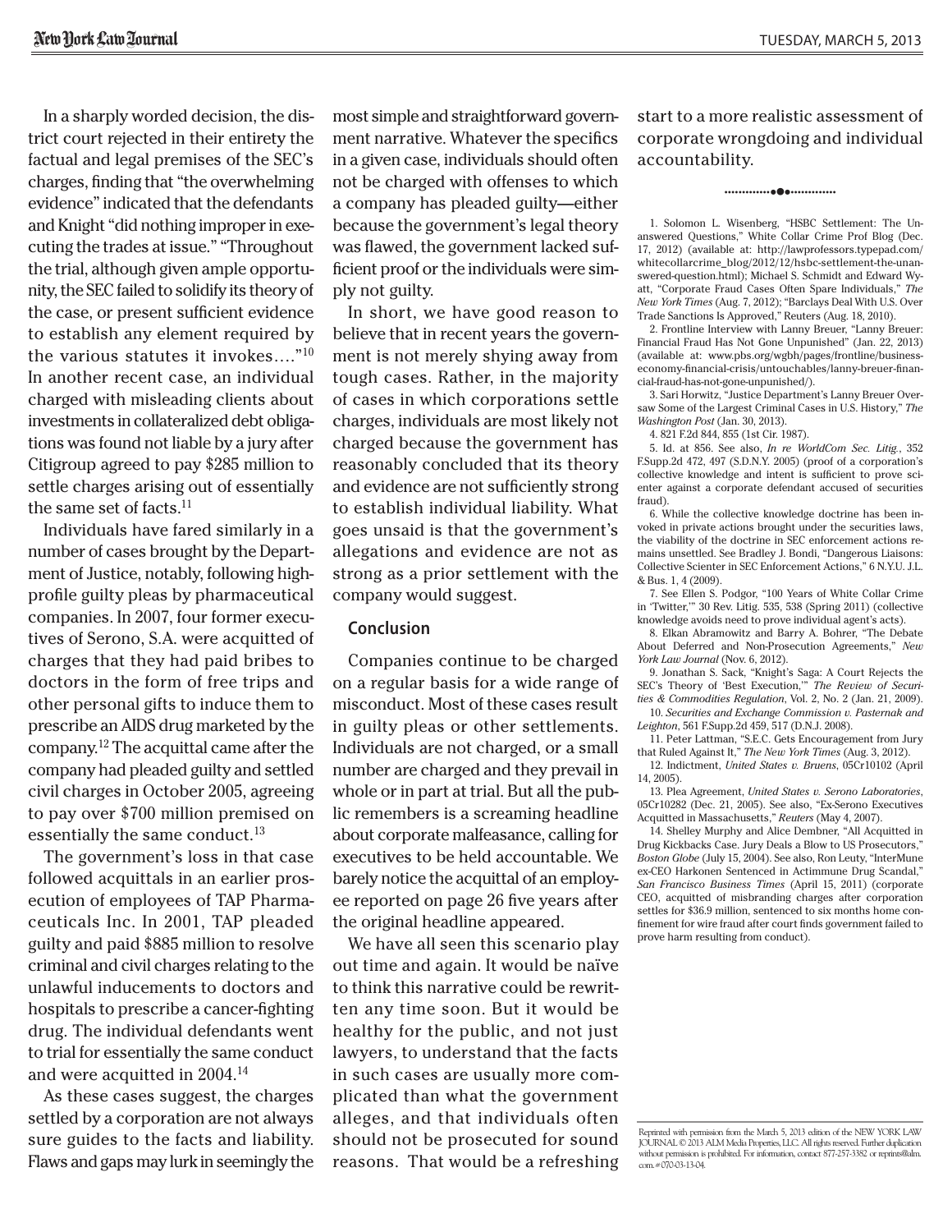In a sharply worded decision, the district court rejected in their entirety the factual and legal premises of the SEC's charges, finding that "the overwhelming evidence" indicated that the defendants and Knight "did nothing improper in executing the trades at issue." "Throughout the trial, although given ample opportunity, the SEC failed to solidify its theory of the case, or present sufficient evidence to establish any element required by the various statutes it invokes…."[10] In another recent case, an individual charged with misleading clients about investments in collateralized debt obligations was found not liable by a jury after Citigroup agreed to pay $285 million to settle charges arising out of essentially the same set of facts.[11]

Individuals have fared similarly in a number of cases brought by the Department of Justice, notably, following high-profile guilty pleas by pharmaceutical companies. In 2007, four former executives of Serono, S.A. were acquitted of charges that they had paid bribes to doctors in the form of free trips and other personal gifts to induce them to prescribe an AIDS drug marketed by the company.[12] The acquittal came after the company had pleaded guilty and settled civil charges in October 2005, agreeing to pay over $700 million premised on essentially the same conduct.[13]

The government's loss in that case followed acquittals in an earlier prosecution of employees of TAP Pharmaceuticals Inc. In 2001, TAP pleaded guilty and paid $885 million to resolve criminal and civil charges relating to the unlawful inducements to doctors and hospitals to prescribe a cancer-fighting drug. The individual defendants went to trial for essentially the same conduct and were acquitted in 2004.[14]

As these cases suggest, the charges settled by a corporation are not always sure guides to the facts and liability. Flaws and gaps may lurk in seemingly the most simple and straightforward government narrative. Whatever the specifics in a given case, individuals should often not be charged with offenses to which a company has pleaded guilty—either because the government's legal theory was flawed, the government lacked sufficient proof or the individuals were simply not guilty.

In short, we have good reason to believe that in recent years the government is not merely shying away from tough cases. Rather, in the majority of cases in which corporations settle charges, individuals are most likely not charged because the government has reasonably concluded that its theory and evidence are not sufficiently strong to establish individual liability. What goes unsaid is that the government's allegations and evidence are not as strong as a prior settlement with the company would suggest.

## Conclusion

Companies continue to be charged on a regular basis for a wide range of misconduct. Most of these cases result in guilty pleas or other settlements. Individuals are not charged, or a small number are charged and they prevail in whole or in part at trial. But all the public remembers is a screaming headline about corporate malfeasance, calling for executives to be held accountable. We barely notice the acquittal of an employee reported on page 26 five years after the original headline appeared.

We have all seen this scenario play out time and again. It would be naïve to think this narrative could be rewritten any time soon. But it would be healthy for the public, and not just lawyers, to understand that the facts in such cases are usually more complicated than what the government alleges, and that individuals often should not be prosecuted for sound reasons. That would be a refreshing start to a more realistic assessment of corporate wrongdoing and individual accountability.

---

1. Solomon L. Wisenberg, "HSBC Settlement: The Unanswered Questions," White Collar Crime Prof Blog (Dec. 17, 2012) (available at: http://lawprofessors.typepad.com/whitecollarcrime_blog/2012/12/hsbc-settlement-the-unanswered-question.html); Michael S. Schmidt and Edward Wyatt, "Corporate Fraud Cases Often Spare Individuals," *The New York Times* (Aug. 7, 2012); "Barclays Deal With U.S. Over Trade Sanctions Is Approved," Reuters (Aug. 18, 2010).

2. Frontline Interview with Lanny Breuer, "Lanny Breuer: Financial Fraud Has Not Gone Unpunished" (Jan. 22, 2013) (available at: www.pbs.org/wgbh/pages/frontline/business-economy-financial-crisis/untouchables/lanny-breuer-financial-fraud-has-not-gone-unpunished/).

3. Sari Horwitz, "Justice Department's Lanny Breuer Oversaw Some of the Largest Criminal Cases in U.S. History," *The Washington Post* (Jan. 30, 2013).

4. 821 F.2d 844, 855 (1st Cir. 1987).

5. Id. at 856. See also, *In re WorldCom Sec. Litig.*, 352 F.Supp.2d 472, 497 (S.D.N.Y. 2005) (proof of a corporation's collective knowledge and intent is sufficient to prove scienter against a corporate defendant accused of securities fraud).

6. While the collective knowledge doctrine has been invoked in private actions brought under the securities laws, the viability of the doctrine in SEC enforcement actions remains unsettled. See Bradley J. Bondi, "Dangerous Liaisons: Collective Scienter in SEC Enforcement Actions," 6 N.Y.U. J.L. & Bus. 1, 4 (2009).

7. See Ellen S. Podgor, "100 Years of White Collar Crime in 'Twitter,'" 30 Rev. Litig. 535, 538 (Spring 2011) (collective knowledge avoids need to prove individual agent's acts).

8. Elkan Abramowitz and Barry A. Bohrer, "The Debate About Deferred and Non-Prosecution Agreements," *New York Law Journal* (Nov. 6, 2012).

9. Jonathan S. Sack, "Knight's Saga: A Court Rejects the SEC's Theory of 'Best Execution,'" *The Review of Securities & Commodities Regulation*, Vol. 2, No. 2 (Jan. 21, 2009).

10. *Securities and Exchange Commission v. Pasternak and Leighton*, 561 F.Supp.2d 459, 517 (D.N.J. 2008).

11. Peter Lattman, "S.E.C. Gets Encouragement from Jury that Ruled Against It," *The New York Times* (Aug. 3, 2012).

12. Indictment, *United States v. Bruens*, 05Cr10102 (April 14, 2005).

13. Plea Agreement, *United States v. Serono Laboratories*, 05Cr10282 (Dec. 21, 2005). See also, "Ex-Serono Executives Acquitted in Massachusetts," *Reuters* (May 4, 2007).

14. Shelley Murphy and Alice Dembner, "All Acquitted in Drug Kickbacks Case. Jury Deals a Blow to US Prosecutors," *Boston Globe* (July 15, 2004). See also, Ron Leuty, "InterMune ex-CEO Harkonen Sentenced in Actimmune Drug Scandal," *San Francisco Business Times* (April 15, 2011) (corporate CEO, acquitted of misbranding charges after corporation settles for $36.9 million, sentenced to six months home confinement for wire fraud after court finds government failed to prove harm resulting from conduct).

Reprinted with permission from the March 5, 2013 edition of the NEW YORK LAW JOURNAL © 2013 ALM Media Properties, LLC. All rights reserved. Further duplication without permission is prohibited. For information, contact 877-257-3382 or reprints@alm.com. # 070-03-13-04.